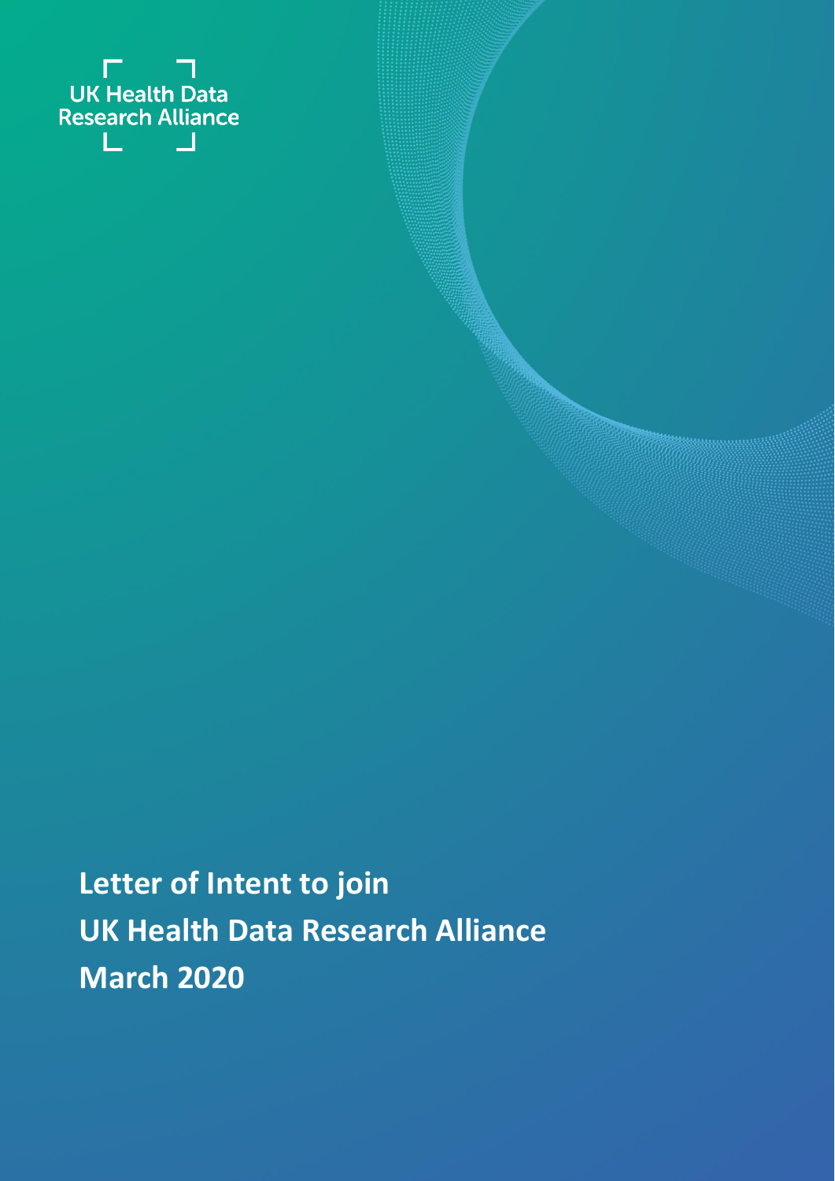UK Health Data Research Alliance

# Letter of Intent to join UK Health Data Research Alliance March 2020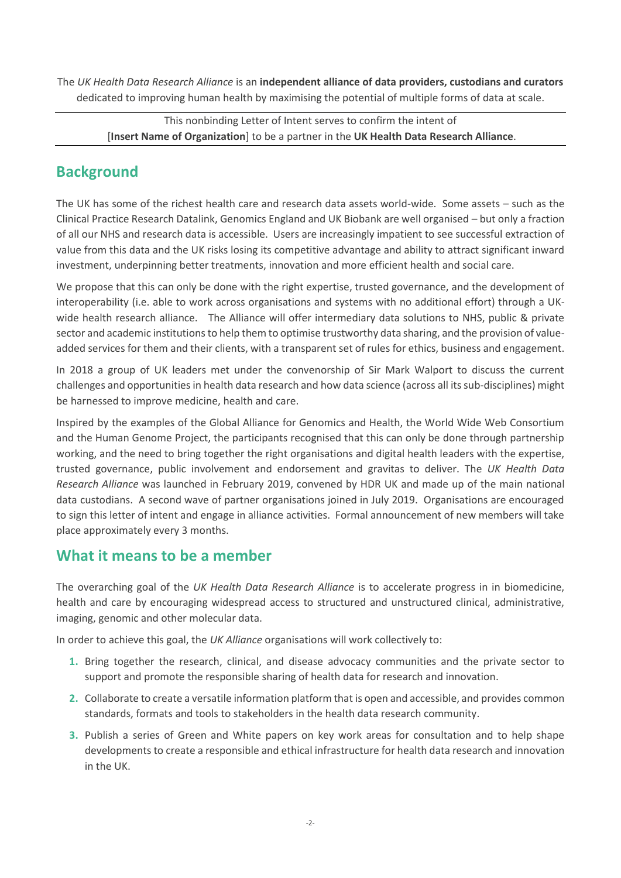The *UK Health Data Research Alliance* is an **independent alliance of data providers, custodians and curators** dedicated to improving human health by maximising the potential of multiple forms of data at scale.

---

This nonbinding Letter of Intent serves to confirm the intent of [**Insert Name of Organization**] to be a partner in the **UK Health Data Research Alliance**.

---

## Background

The UK has some of the richest health care and research data assets world-wide. Some assets – such as the Clinical Practice Research Datalink, Genomics England and UK Biobank are well organised – but only a fraction of all our NHS and research data is accessible. Users are increasingly impatient to see successful extraction of value from this data and the UK risks losing its competitive advantage and ability to attract significant inward investment, underpinning better treatments, innovation and more efficient health and social care.

We propose that this can only be done with the right expertise, trusted governance, and the development of interoperability (i.e. able to work across organisations and systems with no additional effort) through a UK-wide health research alliance. The Alliance will offer intermediary data solutions to NHS, public & private sector and academic institutions to help them to optimise trustworthy data sharing, and the provision of value-added services for them and their clients, with a transparent set of rules for ethics, business and engagement.

In 2018 a group of UK leaders met under the convenorship of Sir Mark Walport to discuss the current challenges and opportunities in health data research and how data science (across all its sub-disciplines) might be harnessed to improve medicine, health and care.

Inspired by the examples of the Global Alliance for Genomics and Health, the World Wide Web Consortium and the Human Genome Project, the participants recognised that this can only be done through partnership working, and the need to bring together the right organisations and digital health leaders with the expertise, trusted governance, public involvement and endorsement and gravitas to deliver. The *UK Health Data Research Alliance* was launched in February 2019, convened by HDR UK and made up of the main national data custodians. A second wave of partner organisations joined in July 2019. Organisations are encouraged to sign this letter of intent and engage in alliance activities. Formal announcement of new members will take place approximately every 3 months.

## What it means to be a member

The overarching goal of the *UK Health Data Research Alliance* is to accelerate progress in in biomedicine, health and care by encouraging widespread access to structured and unstructured clinical, administrative, imaging, genomic and other molecular data.

In order to achieve this goal, the *UK Alliance* organisations will work collectively to:

1. Bring together the research, clinical, and disease advocacy communities and the private sector to support and promote the responsible sharing of health data for research and innovation.
2. Collaborate to create a versatile information platform that is open and accessible, and provides common standards, formats and tools to stakeholders in the health data research community.
3. Publish a series of Green and White papers on key work areas for consultation and to help shape developments to create a responsible and ethical infrastructure for health data research and innovation in the UK.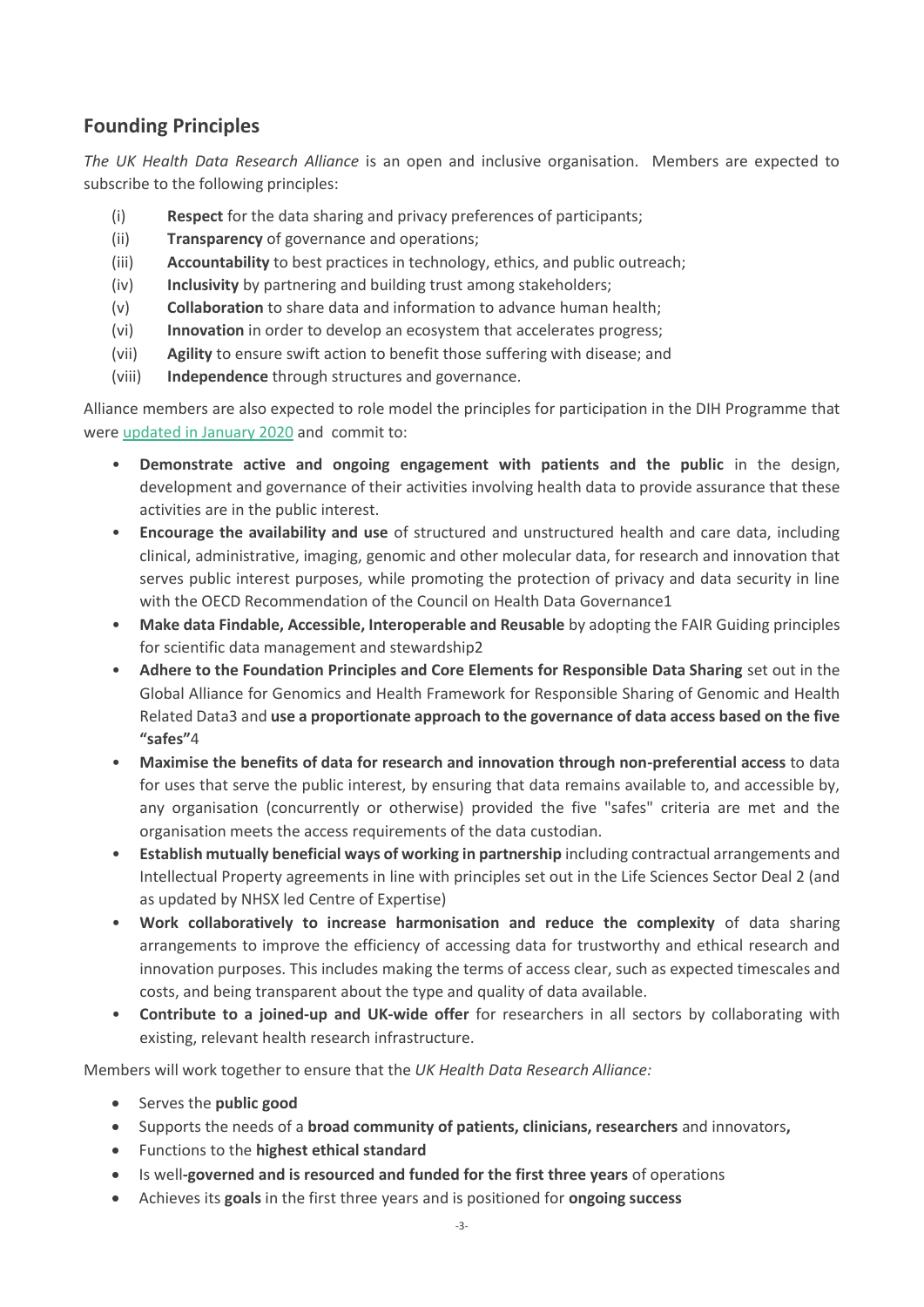## Founding Principles

*The UK Health Data Research Alliance* is an open and inclusive organisation. Members are expected to subscribe to the following principles:

(i) **Respect** for the data sharing and privacy preferences of participants;
(ii) **Transparency** of governance and operations;
(iii) **Accountability** to best practices in technology, ethics, and public outreach;
(iv) **Inclusivity** by partnering and building trust among stakeholders;
(v) **Collaboration** to share data and information to advance human health;
(vi) **Innovation** in order to develop an ecosystem that accelerates progress;
(vii) **Agility** to ensure swift action to benefit those suffering with disease; and
(viii) **Independence** through structures and governance.

Alliance members are also expected to role model the principles for participation in the DIH Programme that were updated in January 2020 and commit to:

- **Demonstrate active and ongoing engagement with patients and the public** in the design, development and governance of their activities involving health data to provide assurance that these activities are in the public interest.
- **Encourage the availability and use** of structured and unstructured health and care data, including clinical, administrative, imaging, genomic and other molecular data, for research and innovation that serves public interest purposes, while promoting the protection of privacy and data security in line with the OECD Recommendation of the Council on Health Data Governance[1]
- **Make data Findable, Accessible, Interoperable and Reusable** by adopting the FAIR Guiding principles for scientific data management and stewardship[2]
- **Adhere to the Foundation Principles and Core Elements for Responsible Data Sharing** set out in the Global Alliance for Genomics and Health Framework for Responsible Sharing of Genomic and Health Related Data[3] and **use a proportionate approach to the governance of data access based on the five "safes"**[4]
- **Maximise the benefits of data for research and innovation through non-preferential access** to data for uses that serve the public interest, by ensuring that data remains available to, and accessible by, any organisation (concurrently or otherwise) provided the five "safes" criteria are met and the organisation meets the access requirements of the data custodian.
- **Establish mutually beneficial ways of working in partnership** including contractual arrangements and Intellectual Property agreements in line with principles set out in the Life Sciences Sector Deal 2 (and as updated by NHSX led Centre of Expertise)
- **Work collaboratively to increase harmonisation and reduce the complexity** of data sharing arrangements to improve the efficiency of accessing data for trustworthy and ethical research and innovation purposes. This includes making the terms of access clear, such as expected timescales and costs, and being transparent about the type and quality of data available.
- **Contribute to a joined-up and UK-wide offer** for researchers in all sectors by collaborating with existing, relevant health research infrastructure.

Members will work together to ensure that the *UK Health Data Research Alliance:*

- Serves the **public good**
- Supports the needs of a **broad community of patients, clinicians, researchers** and innovators**,**
- Functions to the **highest ethical standard**
- Is well**-governed and is resourced and funded for the first three years** of operations
- Achieves its **goals** in the first three years and is positioned for **ongoing success**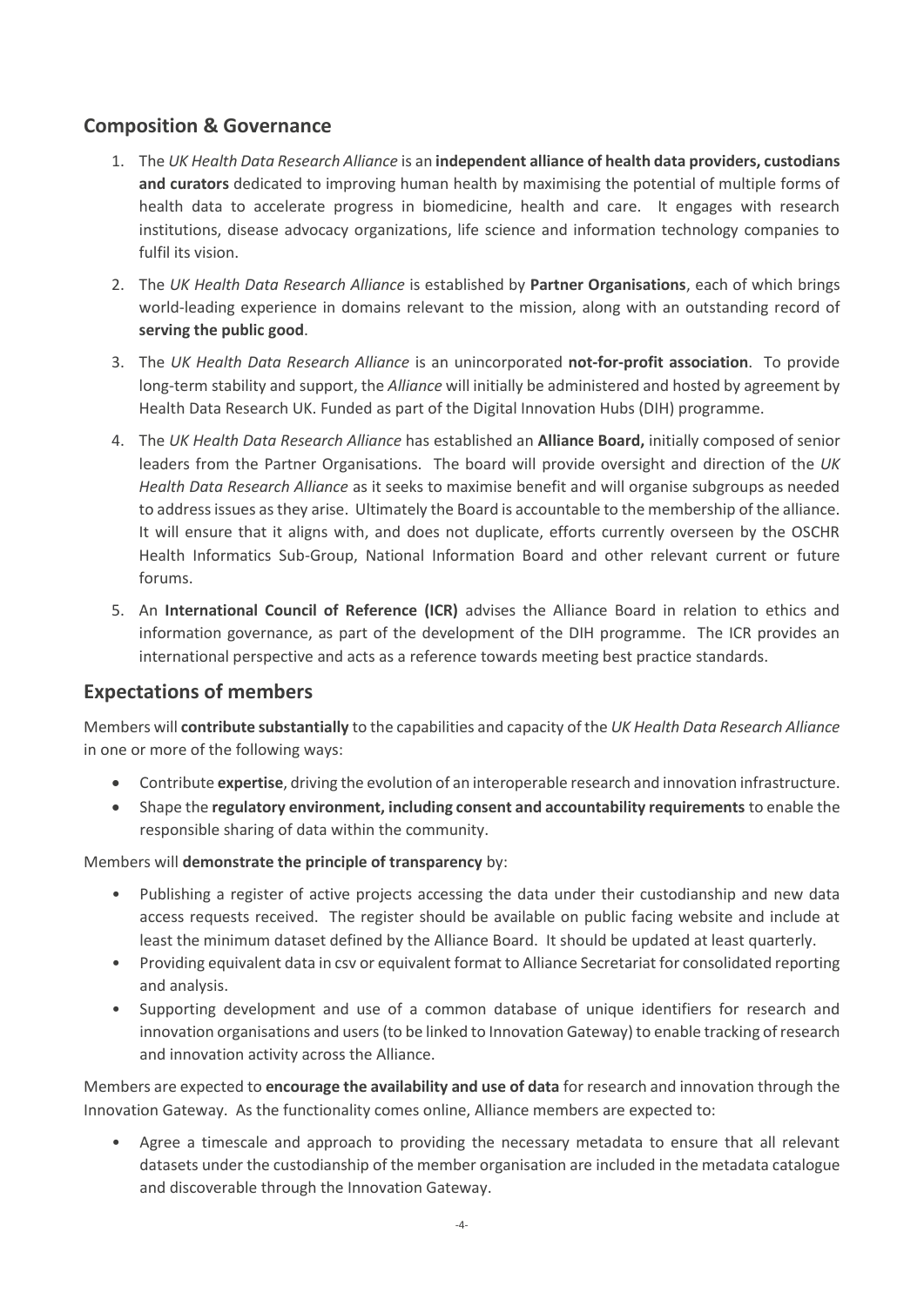## Composition & Governance

1. The *UK Health Data Research Alliance* is an **independent alliance of health data providers, custodians and curators** dedicated to improving human health by maximising the potential of multiple forms of health data to accelerate progress in biomedicine, health and care. It engages with research institutions, disease advocacy organizations, life science and information technology companies to fulfil its vision.
2. The *UK Health Data Research Alliance* is established by **Partner Organisations**, each of which brings world-leading experience in domains relevant to the mission, along with an outstanding record of **serving the public good**.
3. The *UK Health Data Research Alliance* is an unincorporated **not-for-profit association**. To provide long-term stability and support, the *Alliance* will initially be administered and hosted by agreement by Health Data Research UK. Funded as part of the Digital Innovation Hubs (DIH) programme.
4. The *UK Health Data Research Alliance* has established an **Alliance Board,** initially composed of senior leaders from the Partner Organisations. The board will provide oversight and direction of the *UK Health Data Research Alliance* as it seeks to maximise benefit and will organise subgroups as needed to address issues as they arise. Ultimately the Board is accountable to the membership of the alliance. It will ensure that it aligns with, and does not duplicate, efforts currently overseen by the OSCHR Health Informatics Sub-Group, National Information Board and other relevant current or future forums.
5. An **International Council of Reference (ICR)** advises the Alliance Board in relation to ethics and information governance, as part of the development of the DIH programme. The ICR provides an international perspective and acts as a reference towards meeting best practice standards.

## Expectations of members

Members will **contribute substantially** to the capabilities and capacity of the *UK Health Data Research Alliance* in one or more of the following ways:

- Contribute **expertise**, driving the evolution of an interoperable research and innovation infrastructure.
- Shape the **regulatory environment, including consent and accountability requirements** to enable the responsible sharing of data within the community.

Members will **demonstrate the principle of transparency** by:

- Publishing a register of active projects accessing the data under their custodianship and new data access requests received. The register should be available on public facing website and include at least the minimum dataset defined by the Alliance Board. It should be updated at least quarterly.
- Providing equivalent data in csv or equivalent format to Alliance Secretariat for consolidated reporting and analysis.
- Supporting development and use of a common database of unique identifiers for research and innovation organisations and users (to be linked to Innovation Gateway) to enable tracking of research and innovation activity across the Alliance.

Members are expected to **encourage the availability and use of data** for research and innovation through the Innovation Gateway. As the functionality comes online, Alliance members are expected to:

- Agree a timescale and approach to providing the necessary metadata to ensure that all relevant datasets under the custodianship of the member organisation are included in the metadata catalogue and discoverable through the Innovation Gateway.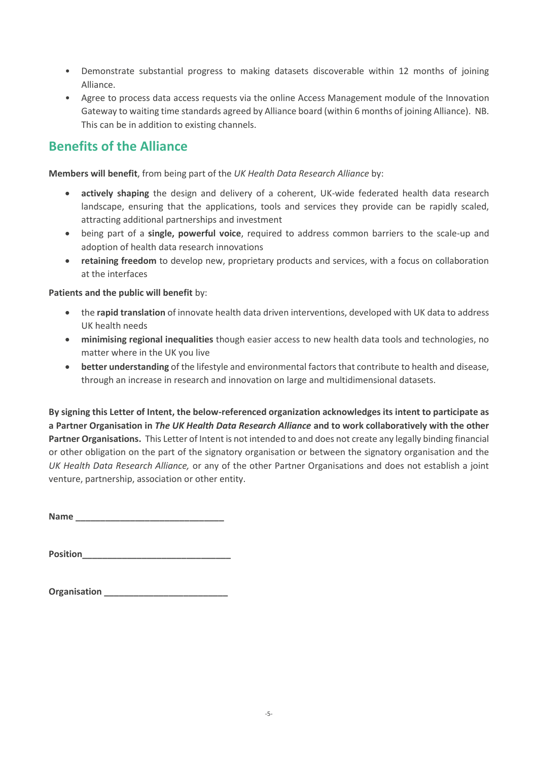- Demonstrate substantial progress to making datasets discoverable within 12 months of joining Alliance.
- Agree to process data access requests via the online Access Management module of the Innovation Gateway to waiting time standards agreed by Alliance board (within 6 months of joining Alliance). NB. This can be in addition to existing channels.

## Benefits of the Alliance

**Members will benefit**, from being part of the *UK Health Data Research Alliance* by:

- **actively shaping** the design and delivery of a coherent, UK-wide federated health data research landscape, ensuring that the applications, tools and services they provide can be rapidly scaled, attracting additional partnerships and investment
- being part of a **single, powerful voice**, required to address common barriers to the scale-up and adoption of health data research innovations
- **retaining freedom** to develop new, proprietary products and services, with a focus on collaboration at the interfaces

**Patients and the public will benefit** by:

- the **rapid translation** of innovate health data driven interventions, developed with UK data to address UK health needs
- **minimising regional inequalities** though easier access to new health data tools and technologies, no matter where in the UK you live
- **better understanding** of the lifestyle and environmental factors that contribute to health and disease, through an increase in research and innovation on large and multidimensional datasets.

**By signing this Letter of Intent, the below-referenced organization acknowledges its intent to participate as a Partner Organisation in *The UK Health Data Research Alliance* and to work collaboratively with the other Partner Organisations.** This Letter of Intent is not intended to and does not create any legally binding financial or other obligation on the part of the signatory organisation or between the signatory organisation and the *UK Health Data Research Alliance,* or any of the other Partner Organisations and does not establish a joint venture, partnership, association or other entity.

**Name** ______________________________

**Position**______________________________

**Organisation** _________________________